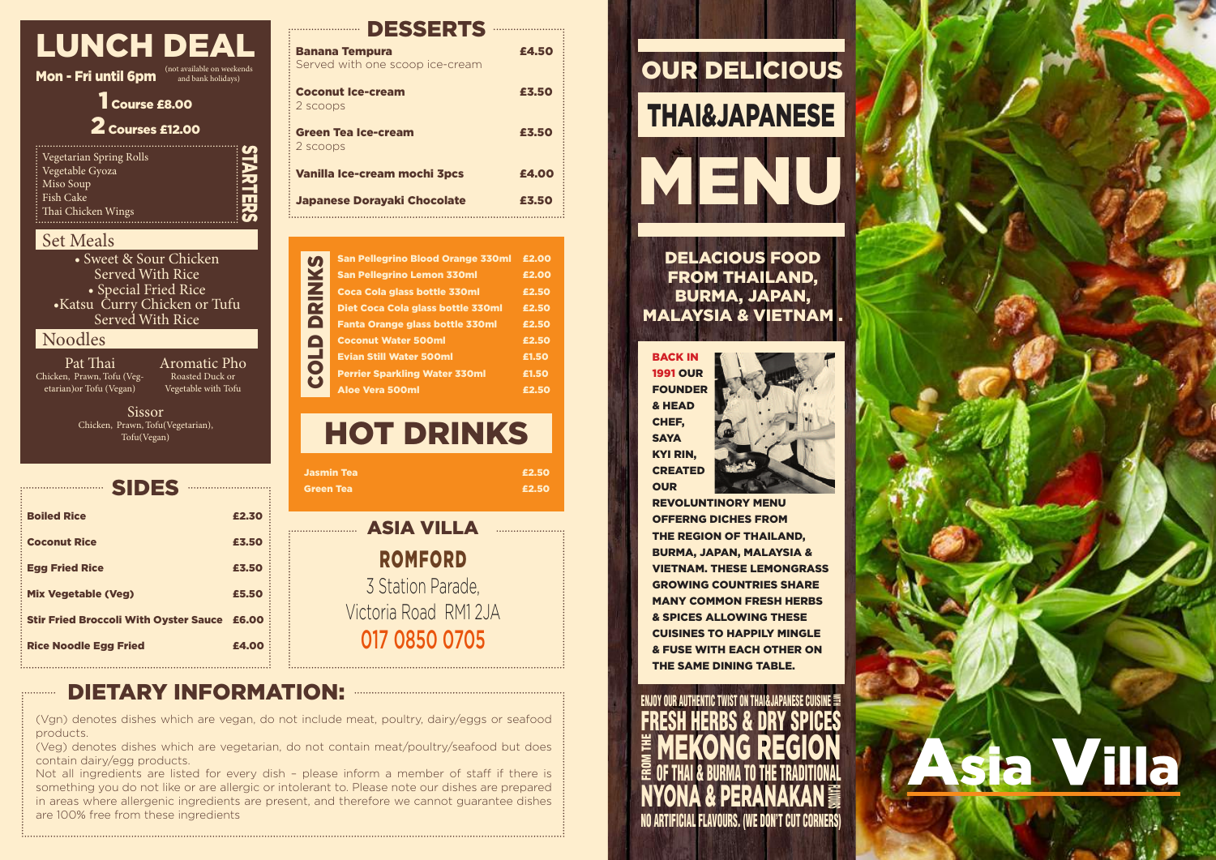# LUNCH DEAL

**Mon - Fri until 6pm** (not available on weekends and bank holidays)

**1 Course £8.00**

**2 Courses £12.00**

## STARTERS

- Vegetarian Spring Rolls
- Vegetable Gyoza
- Miso Soup
- Fish Cake
- Thai Chicken Wings

## Set Meals

- Sweet & Sour Chicken Served With Rice
- Special Fried Rice
- Katsu Curry Chicken or Tufu Served With Rice

## Noodles

**Pat Thai**
Chicken, Prawn, Tofu (Vegetarian)or Tofu (Vegan)

**Aromatic Pho**
Roasted Duck or Vegetable with Tofu

**Sissor**
Chicken, Prawn, Tofu(Vegetarian), Tofu(Vegan)

## SIDES

| Item | Price |
|---|---|
| **Boiled Rice** | £2.30 |
| **Coconut Rice** | £3.50 |
| **Egg Fried Rice** | £3.50 |
| **Mix Vegetable (Veg)** | £5.50 |
| **Stir Fried Broccoli With Oyster Sauce** | £6.00 |
| **Rice Noodle Egg Fried** | £4.00 |

## DESSERTS

| Item | Price |
|---|---|
| **Banana Tempura** Served with one scoop ice-cream | £4.50 |
| **Coconut Ice-cream** 2 scoops | £3.50 |
| **Green Tea Ice-cream** 2 scoops | £3.50 |
| **Vanilla Ice-cream mochi 3pcs** | £4.00 |
| **Japanese Dorayaki Chocolate** | £3.50 |

## COLD DRINKS

| Item | Price |
|---|---|
| San Pellegrino Blood Orange 330ml | £2.00 |
| San Pellegrino Lemon 330ml | £2.00 |
| Coca Cola glass bottle 330ml | £2.50 |
| Diet Coca Cola glass bottle 330ml | £2.50 |
| Fanta Orange glass bottle 330ml | £2.50 |
| Coconut Water 500ml | £2.50 |
| Evian Still Water 500ml | £1.50 |
| Perrier Sparkling Water 330ml | £1.50 |
| Aloe Vera 500ml | £2.50 |

## HOT DRINKS

| Item | Price |
|---|---|
| Jasmin Tea | £2.50 |
| Green Tea | £2.50 |

## ASIA VILLA

**ROMFORD**

3 Station Parade,
Victoria Road RM1 2JA

017 0850 0705

## DIETARY INFORMATION:

(Vgn) denotes dishes which are vegan, do not include meat, poultry, dairy/eggs or seafood products.

(Veg) denotes dishes which are vegetarian, do not contain meat/poultry/seafood but does contain dairy/egg products.

Not all ingredients are listed for every dish – please inform a member of staff if there is something you do not like or are allergic or intolerant to. Please note our dishes are prepared in areas where allergenic ingredients are present, and therefore we cannot guarantee dishes are 100% free from these ingredients

# OUR DELICIOUS THAI&JAPANESE MENU

**DELACIOUS FOOD FROM THAILAND, BURMA, JAPAN, MALAYSIA & VIETNAM .**

**BACK IN 1991 OUR FOUNDER & HEAD CHEF, SAYA KYI RIN, CREATED OUR REVOLUNTINORY MENU OFFERNG DICHES FROM THE REGION OF THAILAND, BURMA, JAPAN, MALAYSIA & VIETNAM. THESE LEMONGRASS GROWING COUNTRIES SHARE MANY COMMON FRESH HERBS & SPICES ALLOWING THESE CUISINES TO HAPPILY MINGLE & FUSE WITH EACH OTHER ON THE SAME DINING TABLE.**

ENJOY OUR AUTHENTIC TWIST ON THAI&JAPANESE CUISINE WITH FRESH HERBS & DRY SPICES FROM THE MEKONG REGION OF THAI & BURMA TO THE TRADITIONAL NYONA & PERANAKAN FLAVOURS

NO ARTIFICIAL FLAVOURS. (WE DON'T CUT CORNERS)

Asia Villa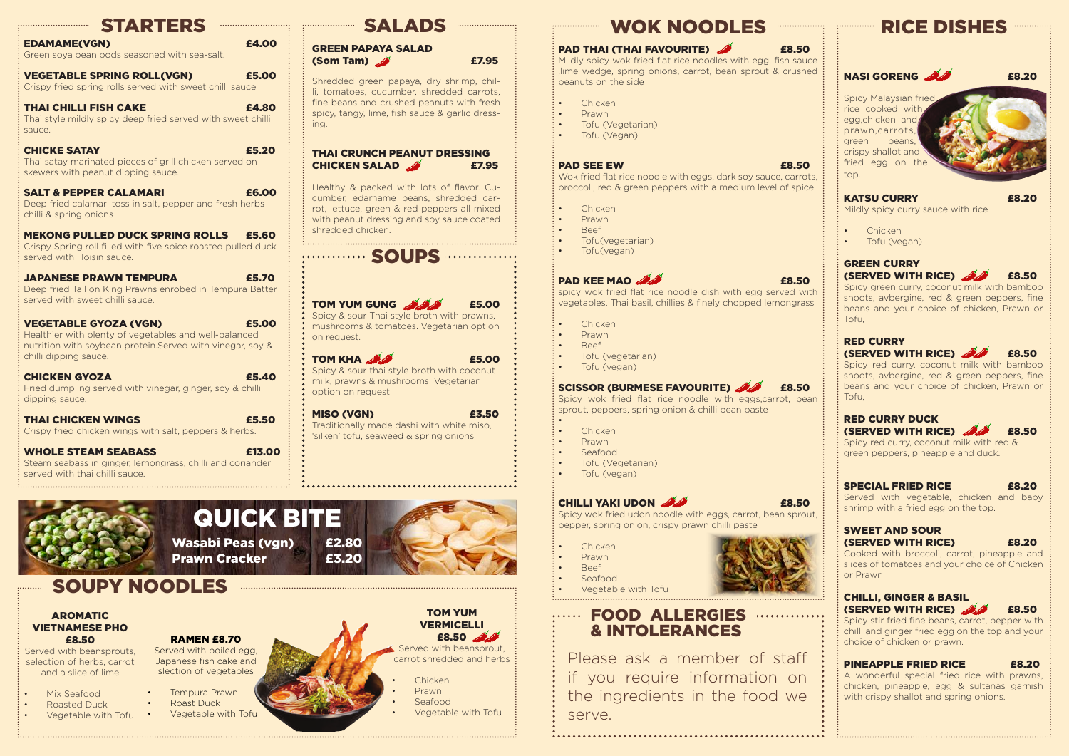# STARTERS

**EDAMAME(VGN)** **£4.00**
Green soya bean pods seasoned with sea-salt.

**VEGETABLE SPRING ROLL(VGN)** **£5.00**
Crispy fried spring rolls served with sweet chilli sauce

**THAI CHILLI FISH CAKE** **£4.80**
Thai style mildly spicy deep fried served with sweet chilli sauce.

**CHICKE SATAY** **£5.20**
Thai satay marinated pieces of grill chicken served on skewers with peanut dipping sauce.

**SALT & PEPPER CALAMARI** **£6.00**
Deep fried calamari toss in salt, pepper and fresh herbs chilli & spring onions

**MEKONG PULLED DUCK SPRING ROLLS** **£5.60**
Crispy Spring roll filled with five spice roasted pulled duck served with Hoisin sauce.

**JAPANESE PRAWN TEMPURA** **£5.70**
Deep fried Tail on King Prawns enrobed in Tempura Batter served with sweet chilli sauce.

**VEGETABLE GYOZA (VGN)** **£5.00**
Healthier with plenty of vegetables and well-balanced nutrition with soybean protein.Served with vinegar, soy & chilli dipping sauce.

**CHICKEN GYOZA** **£5.40**
Fried dumpling served with vinegar, ginger, soy & chilli dipping sauce.

**THAI CHICKEN WINGS** **£5.50**
Crispy fried chicken wings with salt, peppers & herbs.

**WHOLE STEAM SEABASS** **£13.00**
Steam seabass in ginger, lemongrass, chilli and coriander served with thai chilli sauce.

# SALADS

**GREEN PAPAYA SALAD (Som Tam)** **£7.95**
Shredded green papaya, dry shrimp, chilli, tomatoes, cucumber, shredded carrots, fine beans and crushed peanuts with fresh spicy, tangy, lime, fish sauce & garlic dressing.

**THAI CRUNCH PEANUT DRESSING CHICKEN SALAD** **£7.95**
Healthy & packed with lots of flavor. Cucumber, edamame beans, shredded carrot, lettuce, green & red peppers all mixed with peanut dressing and soy sauce coated shredded chicken.

# SOUPS

**TOM YUM GUNG** **£5.00**
Spicy & sour Thai style broth with prawns, mushrooms & tomatoes. Vegetarian option on request.

**TOM KHA** **£5.00**
Spicy & sour thai style broth with coconut milk, prawns & mushrooms. Vegetarian option on request.

**MISO (VGN)** **£3.50**
Traditionally made dashi with white miso, 'silken' tofu, seaweed & spring onions

# QUICK BITE

**Wasabi Peas (vgn)** **£2.80**
**Prawn Cracker** **£3.20**

# SOUPY NOODLES

**AROMATIC VIETNAMESE PHO £8.50**
Served with beansprouts, selection of herbs, carrot and a slice of lime

- Mix Seafood
- Roasted Duck
- Vegetable with Tofu

**RAMEN £8.70**
Served with boiled egg, Japanese fish cake and slection of vegetables

- Tempura Prawn
- Roast Duck
- Vegetable with Tofu

**TOM YUM VERMICELLI £8.50**
Served with beansprout, carrot shredded and herbs

- Chicken
- Prawn
- Seafood
- Vegetable with Tofu

# WOK NOODLES

**PAD THAI (THAI FAVOURITE)** **£8.50**
Mildly spicy wok fried flat rice noodles with egg, fish sauce ,lime wedge, spring onions, carrot, bean sprout & crushed peanuts on the side

- Chicken
- Prawn
- Tofu (Vegetarian)
- Tofu (Vegan)

**PAD SEE EW** **£8.50**
Wok fried flat rice noodle with eggs, dark soy sauce, carrots, broccoli, red & green peppers with a medium level of spice.

- Chicken
- Prawn
- Beef
- Tofu(vegetarian)
- Tofu(vegan)

**PAD KEE MAO** **£8.50**
spicy wok fried flat rice noodle dish with egg served with vegetables, Thai basil, chillies & finely chopped lemongrass

- Chicken
- Prawn
- Beef
- Tofu (vegetarian)
- Tofu (vegan)

**SCISSOR (BURMESE FAVOURITE)** **£8.50**
Spicy wok fried flat rice noodle with eggs,carrot, bean sprout, peppers, spring onion & chilli bean paste

- Chicken
- Prawn
- Seafood
- Tofu (Vegetarian)
- Tofu (vegan)

**CHILLI YAKI UDON** **£8.50**
Spicy wok fried udon noodle with eggs, carrot, bean sprout, pepper, spring onion, crispy prawn chilli paste

- Chicken
- Prawn
- Beef
- Seafood
- Vegetable with Tofu

# FOOD ALLERGIES & INTOLERANCES

Please ask a member of staff if you require information on the ingredients in the food we serve.

# RICE DISHES

**NASI GORENG** **£8.20**
Spicy Malaysian fried rice cooked with egg,chicken and prawn,carrots, green beans, crispy shallot and fried egg on the top.

**KATSU CURRY** **£8.20**
Mildly spicy curry sauce with rice

- Chicken
- Tofu (vegan)

**GREEN CURRY (SERVED WITH RICE)** **£8.50**
Spicy green curry, coconut milk with bamboo shoots, avbergine, red & green peppers, fine beans and your choice of chicken, Prawn or Tofu,

**RED CURRY (SERVED WITH RICE)** **£8.50**
Spicy red curry, coconut milk with bamboo shoots, avbergine, red & green peppers, fine beans and your choice of chicken, Prawn or Tofu,

**RED CURRY DUCK (SERVED WITH RICE)** **£8.50**
Spicy red curry, coconut milk with red & green peppers, pineapple and duck.

**SPECIAL FRIED RICE** **£8.20**
Served with vegetable, chicken and baby shrimp with a fried egg on the top.

**SWEET AND SOUR (SERVED WITH RICE)** **£8.20**
Cooked with broccoli, carrot, pineapple and slices of tomatoes and your choice of Chicken or Prawn

**CHILLI, GINGER & BASIL (SERVED WITH RICE)** **£8.50**
Spicy stir fried fine beans, carrot, pepper with chilli and ginger fried egg on the top and your choice of chicken or prawn.

**PINEAPPLE FRIED RICE** **£8.20**
A wonderful special fried rice with prawns, chicken, pineapple, egg & sultanas garnish with crispy shallot and spring onions.